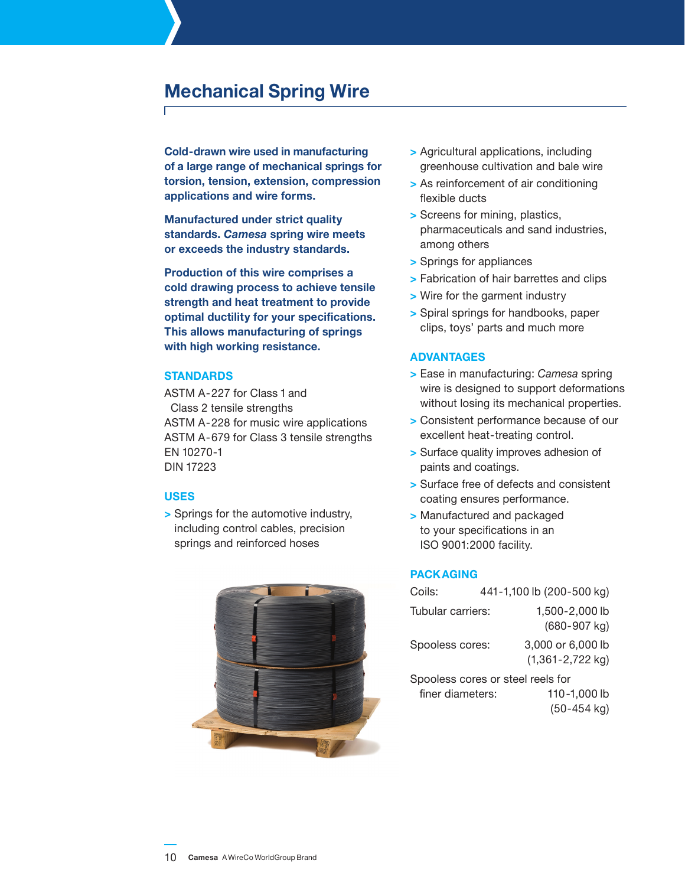# Mechanical Spring Wire

**Cold-drawn wire used in manufacturing of a large range of mechanical springs for torsion, tension, extension, compression applications and wire forms.**

**Manufactured under strict quality standards. *Camesa* spring wire meets or exceeds the industry standards.**

**Production of this wire comprises a cold drawing process to achieve tensile strength and heat treatment to provide optimal ductility for your specifications. This allows manufacturing of springs with high working resistance.**

## STANDARDS

ASTM A-227 for Class 1 and Class 2 tensile strengths
ASTM A-228 for music wire applications
ASTM A-679 for Class 3 tensile strengths
EN 10270-1
DIN 17223

## USES

- Springs for the automotive industry, including control cables, precision springs and reinforced hoses
- Agricultural applications, including greenhouse cultivation and bale wire
- As reinforcement of air conditioning flexible ducts
- Screens for mining, plastics, pharmaceuticals and sand industries, among others
- Springs for appliances
- Fabrication of hair barrettes and clips
- Wire for the garment industry
- Spiral springs for handbooks, paper clips, toys' parts and much more

## ADVANTAGES

- Ease in manufacturing: *Camesa* spring wire is designed to support deformations without losing its mechanical properties.
- Consistent performance because of our excellent heat-treating control.
- Surface quality improves adhesion of paints and coatings.
- Surface free of defects and consistent coating ensures performance.
- Manufactured and packaged to your specifications in an ISO 9001:2000 facility.

## PACKAGING

| | |
|---|---|
| Coils: | 441-1,100 lb (200-500 kg) |
| Tubular carriers: | 1,500-2,000 lb (680-907 kg) |
| Spoolless cores: | 3,000 or 6,000 lb (1,361-2,722 kg) |
| Spoolless cores or steel reels for finer diameters: | 110-1,000 lb (50-454 kg) |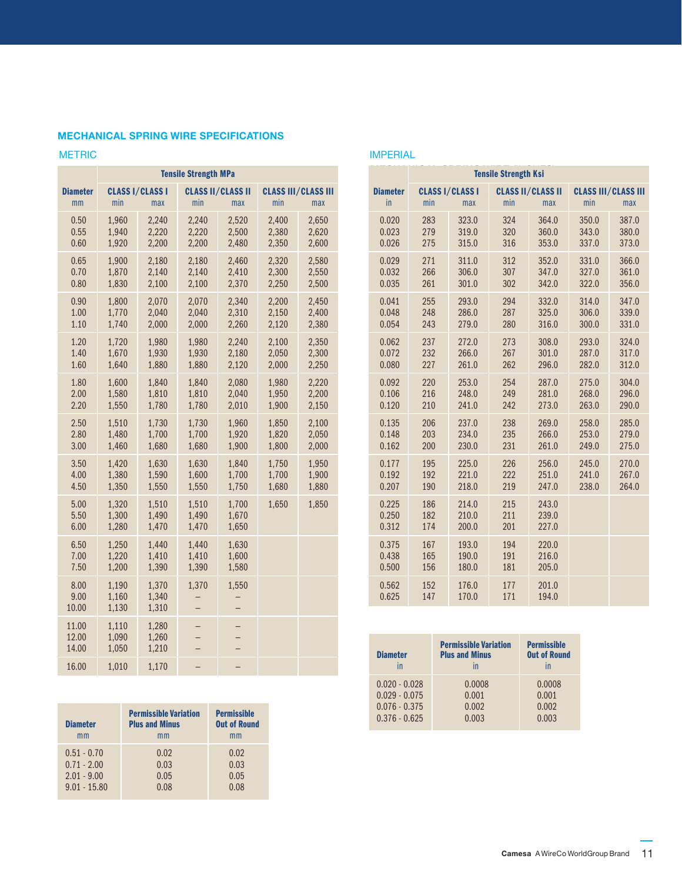## MECHANICAL SPRING WIRE SPECIFICATIONS

### METRIC

| Diameter | Tensile Strength MPa | | | | | |
|---|---|---|---|---|---|---|
| | CLASS I/CLASS I | | CLASS II/CLASS II | | CLASS III/CLASS III | |
| mm | min | max | min | max | min | max |
| 0.50 | 1,960 | 2,240 | 2,240 | 2,520 | 2,400 | 2,650 |
| 0.55 | 1,940 | 2,220 | 2,220 | 2,500 | 2,380 | 2,620 |
| 0.60 | 1,920 | 2,200 | 2,200 | 2,480 | 2,350 | 2,600 |
| 0.65 | 1,900 | 2,180 | 2,180 | 2,460 | 2,320 | 2,580 |
| 0.70 | 1,870 | 2,140 | 2,140 | 2,410 | 2,300 | 2,550 |
| 0.80 | 1,830 | 2,100 | 2,100 | 2,370 | 2,250 | 2,500 |
| 0.90 | 1,800 | 2,070 | 2,070 | 2,340 | 2,200 | 2,450 |
| 1.00 | 1,770 | 2,040 | 2,040 | 2,310 | 2,150 | 2,400 |
| 1.10 | 1,740 | 2,000 | 2,000 | 2,260 | 2,120 | 2,380 |
| 1.20 | 1,720 | 1,980 | 1,980 | 2,240 | 2,100 | 2,350 |
| 1.40 | 1,670 | 1,930 | 1,930 | 2,180 | 2,050 | 2,300 |
| 1.60 | 1,640 | 1,880 | 1,880 | 2,120 | 2,000 | 2,250 |
| 1.80 | 1,600 | 1,840 | 1,840 | 2,080 | 1,980 | 2,220 |
| 2.00 | 1,580 | 1,810 | 1,810 | 2,040 | 1,950 | 2,200 |
| 2.20 | 1,550 | 1,780 | 1,780 | 2,010 | 1,900 | 2,150 |
| 2.50 | 1,510 | 1,730 | 1,730 | 1,960 | 1,850 | 2,100 |
| 2.80 | 1,480 | 1,700 | 1,700 | 1,920 | 1,820 | 2,050 |
| 3.00 | 1,460 | 1,680 | 1,680 | 1,900 | 1,800 | 2,000 |
| 3.50 | 1,420 | 1,630 | 1,630 | 1,840 | 1,750 | 1,950 |
| 4.00 | 1,380 | 1,590 | 1,600 | 1,700 | 1,700 | 1,900 |
| 4.50 | 1,350 | 1,550 | 1,550 | 1,750 | 1,680 | 1,880 |
| 5.00 | 1,320 | 1,510 | 1,510 | 1,700 | 1,650 | 1,850 |
| 5.50 | 1,300 | 1,490 | 1,490 | 1,670 | | |
| 6.00 | 1,280 | 1,470 | 1,470 | 1,650 | | |
| 6.50 | 1,250 | 1,440 | 1,440 | 1,630 | | |
| 7.00 | 1,220 | 1,410 | 1,410 | 1,600 | | |
| 7.50 | 1,200 | 1,390 | 1,390 | 1,580 | | |
| 8.00 | 1,190 | 1,370 | 1,370 | 1,550 | | |
| 9.00 | 1,160 | 1,340 | – | – | | |
| 10.00 | 1,130 | 1,310 | – | – | | |
| 11.00 | 1,110 | 1,280 | – | – | | |
| 12.00 | 1,090 | 1,260 | – | – | | |
| 14.00 | 1,050 | 1,210 | – | – | | |
| 16.00 | 1,010 | 1,170 | – | – | | |

| Diameter mm | Permissible Variation Plus and Minus mm | Permissible Out of Round mm |
|---|---|---|
| 0.51 - 0.70 | 0.02 | 0.02 |
| 0.71 - 2.00 | 0.03 | 0.03 |
| 2.01 - 9.00 | 0.05 | 0.05 |
| 9.01 - 15.80 | 0.08 | 0.08 |

### IMPERIAL

| Diameter | Tensile Strength Ksi | | | | | |
|---|---|---|---|---|---|---|
| | CLASS I/CLASS I | | CLASS II/CLASS II | | CLASS III/CLASS III | |
| in | min | max | min | max | min | max |
| 0.020 | 283 | 323.0 | 324 | 364.0 | 350.0 | 387.0 |
| 0.023 | 279 | 319.0 | 320 | 360.0 | 343.0 | 380.0 |
| 0.026 | 275 | 315.0 | 316 | 353.0 | 337.0 | 373.0 |
| 0.029 | 271 | 311.0 | 312 | 352.0 | 331.0 | 366.0 |
| 0.032 | 266 | 306.0 | 307 | 347.0 | 327.0 | 361.0 |
| 0.035 | 261 | 301.0 | 302 | 342.0 | 322.0 | 356.0 |
| 0.041 | 255 | 293.0 | 294 | 332.0 | 314.0 | 347.0 |
| 0.048 | 248 | 286.0 | 287 | 325.0 | 306.0 | 339.0 |
| 0.054 | 243 | 279.0 | 280 | 316.0 | 300.0 | 331.0 |
| 0.062 | 237 | 272.0 | 273 | 308.0 | 293.0 | 324.0 |
| 0.072 | 232 | 266.0 | 267 | 301.0 | 287.0 | 317.0 |
| 0.080 | 227 | 261.0 | 262 | 296.0 | 282.0 | 312.0 |
| 0.092 | 220 | 253.0 | 254 | 287.0 | 275.0 | 304.0 |
| 0.106 | 216 | 248.0 | 249 | 281.0 | 268.0 | 296.0 |
| 0.120 | 210 | 241.0 | 242 | 273.0 | 263.0 | 290.0 |
| 0.135 | 206 | 237.0 | 238 | 269.0 | 258.0 | 285.0 |
| 0.148 | 203 | 234.0 | 235 | 266.0 | 253.0 | 279.0 |
| 0.162 | 200 | 230.0 | 231 | 261.0 | 249.0 | 275.0 |
| 0.177 | 195 | 225.0 | 226 | 256.0 | 245.0 | 270.0 |
| 0.192 | 192 | 221.0 | 222 | 251.0 | 241.0 | 267.0 |
| 0.207 | 190 | 218.0 | 219 | 247.0 | 238.0 | 264.0 |
| 0.225 | 186 | 214.0 | 215 | 243.0 | | |
| 0.250 | 182 | 210.0 | 211 | 239.0 | | |
| 0.312 | 174 | 200.0 | 201 | 227.0 | | |
| 0.375 | 167 | 193.0 | 194 | 220.0 | | |
| 0.438 | 165 | 190.0 | 191 | 216.0 | | |
| 0.500 | 156 | 180.0 | 181 | 205.0 | | |
| 0.562 | 152 | 176.0 | 177 | 201.0 | | |
| 0.625 | 147 | 170.0 | 171 | 194.0 | | |

| Diameter in | Permissible Variation Plus and Minus in | Permissible Out of Round in |
|---|---|---|
| 0.020 - 0.028 | 0.0008 | 0.0008 |
| 0.029 - 0.075 | 0.001 | 0.001 |
| 0.076 - 0.375 | 0.002 | 0.002 |
| 0.376 - 0.625 | 0.003 | 0.003 |